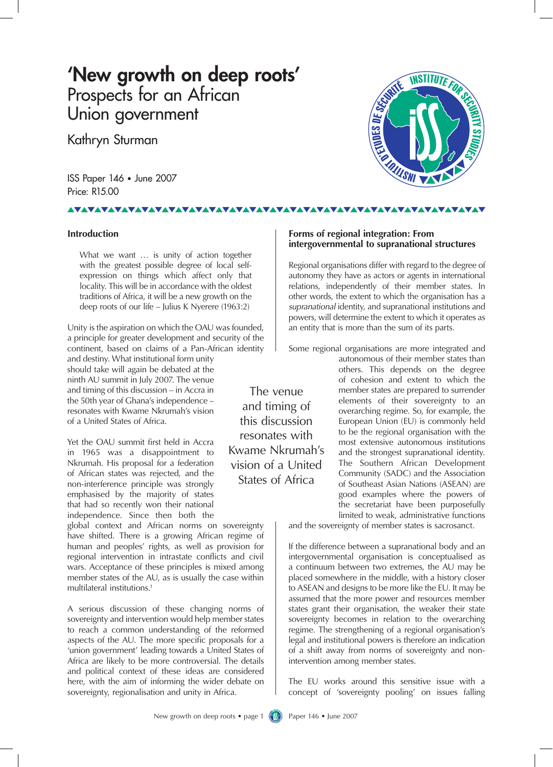# 'New growth on deep roots'

## Prospects for an African Union government

Kathryn Sturman

ISS Paper 146 • June 2007
Price: R15.00

### Introduction

> What we want … is unity of action together with the greatest possible degree of local self-expression on things which affect only that locality. This will be in accordance with the oldest traditions of Africa, it will be a new growth on the deep roots of our life – Julius K Nyerere (1963:2)

Unity is the aspiration on which the OAU was founded, a principle for greater development and security of the continent, based on claims of a Pan-African identity and destiny. What institutional form unity should take will again be debated at the ninth AU summit in July 2007. The venue and timing of this discussion – in Accra in the 50th year of Ghana's independence – resonates with Kwame Nkrumah's vision of a United States of Africa.

Yet the OAU summit first held in Accra in 1965 was a disappointment to Nkrumah. His proposal for a federation of African states was rejected, and the non-interference principle was strongly emphasised by the majority of states that had so recently won their national independence. Since then both the global context and African norms on sovereignty have shifted. There is a growing African regime of human and peoples' rights, as well as provision for regional intervention in intrastate conflicts and civil wars. Acceptance of these principles is mixed among member states of the AU, as is usually the case within multilateral institutions.[1]

A serious discussion of these changing norms of sovereignty and intervention would help member states to reach a common understanding of the reformed aspects of the AU. The more specific proposals for a 'union government' leading towards a United States of Africa are likely to be more controversial. The details and political context of these ideas are considered here, with the aim of informing the wider debate on sovereignty, regionalisation and unity in Africa.

> The venue and timing of this discussion resonates with Kwame Nkrumah's vision of a United States of Africa

### Forms of regional integration: From intergovernmental to supranational structures

Regional organisations differ with regard to the degree of autonomy they have as actors or agents in international relations, independently of their member states. In other words, the extent to which the organisation has a *supranational* identity, and supranational institutions and powers, will determine the extent to which it operates as an entity that is more than the sum of its parts.

Some regional organisations are more integrated and autonomous of their member states than others. This depends on the degree of cohesion and extent to which the member states are prepared to surrender elements of their sovereignty to an overarching regime. So, for example, the European Union (EU) is commonly held to be the regional organisation with the most extensive autonomous institutions and the strongest supranational identity. The Southern African Development Community (SADC) and the Association of Southeast Asian Nations (ASEAN) are good examples where the powers of the secretariat have been purposefully limited to weak, administrative functions and the sovereignty of member states is sacrosanct.

If the difference between a supranational body and an intergovernmental organisation is conceptualised as a continuum between two extremes, the AU may be placed somewhere in the middle, with a history closer to ASEAN and designs to be more like the EU. It may be assumed that the more power and resources member states grant their organisation, the weaker their state sovereignty becomes in relation to the overarching regime. The strengthening of a regional organisation's legal and institutional powers is therefore an indication of a shift away from norms of sovereignty and non-intervention among member states.

The EU works around this sensitive issue with a concept of 'sovereignty pooling' on issues falling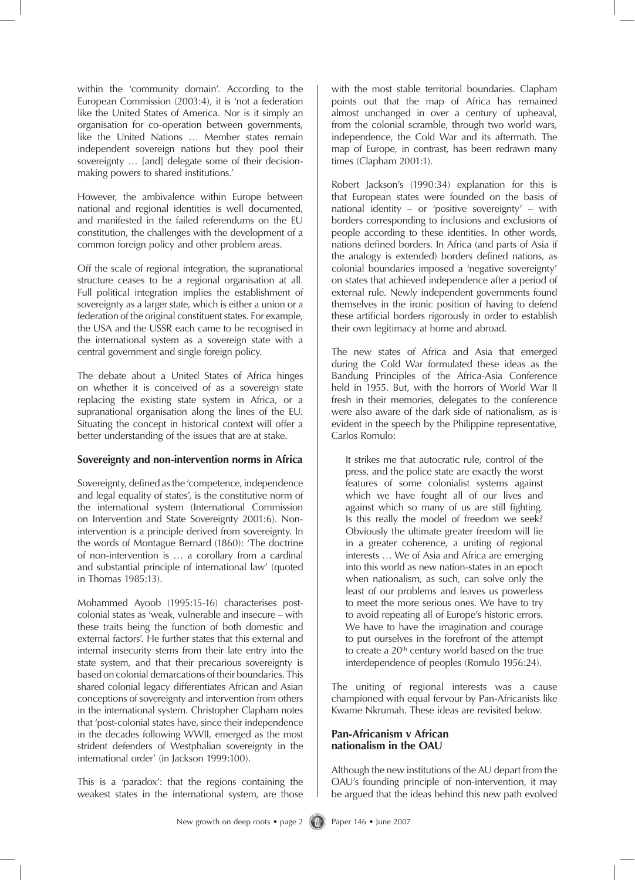within the 'community domain'. According to the European Commission (2003:4), it is 'not a federation like the United States of America. Nor is it simply an organisation for co-operation between governments, like the United Nations … Member states remain independent sovereign nations but they pool their sovereignty … [and] delegate some of their decision-making powers to shared institutions.'

However, the ambivalence within Europe between national and regional identities is well documented, and manifested in the failed referendums on the EU constitution, the challenges with the development of a common foreign policy and other problem areas.

Off the scale of regional integration, the supranational structure ceases to be a regional organisation at all. Full political integration implies the establishment of sovereignty as a larger state, which is either a union or a federation of the original constituent states. For example, the USA and the USSR each came to be recognised in the international system as a sovereign state with a central government and single foreign policy.

The debate about a United States of Africa hinges on whether it is conceived of as a sovereign state replacing the existing state system in Africa, or a supranational organisation along the lines of the EU. Situating the concept in historical context will offer a better understanding of the issues that are at stake.

## Sovereignty and non-intervention norms in Africa

Sovereignty, defined as the 'competence, independence and legal equality of states', is the constitutive norm of the international system (International Commission on Intervention and State Sovereignty 2001:6). Non-intervention is a principle derived from sovereignty. In the words of Montague Bernard (1860): 'The doctrine of non-intervention is … a corollary from a cardinal and substantial principle of international law' (quoted in Thomas 1985:13).

Mohammed Ayoob (1995:15-16) characterises post-colonial states as 'weak, vulnerable and insecure – with these traits being the function of both domestic and external factors'. He further states that this external and internal insecurity stems from their late entry into the state system, and that their precarious sovereignty is based on colonial demarcations of their boundaries. This shared colonial legacy differentiates African and Asian conceptions of sovereignty and intervention from others in the international system. Christopher Clapham notes that 'post-colonial states have, since their independence in the decades following WWII, emerged as the most strident defenders of Westphalian sovereignty in the international order' (in Jackson 1999:100).

This is a 'paradox': that the regions containing the weakest states in the international system, are those with the most stable territorial boundaries. Clapham points out that the map of Africa has remained almost unchanged in over a century of upheaval, from the colonial scramble, through two world wars, independence, the Cold War and its aftermath. The map of Europe, in contrast, has been redrawn many times (Clapham 2001:1).

Robert Jackson's (1990:34) explanation for this is that European states were founded on the basis of national identity – or 'positive sovereignty' – with borders corresponding to inclusions and exclusions of people according to these identities. In other words, nations defined borders. In Africa (and parts of Asia if the analogy is extended) borders defined nations, as colonial boundaries imposed a 'negative sovereignty' on states that achieved independence after a period of external rule. Newly independent governments found themselves in the ironic position of having to defend these artificial borders rigorously in order to establish their own legitimacy at home and abroad.

The new states of Africa and Asia that emerged during the Cold War formulated these ideas as the Bandung Principles of the Africa-Asia Conference held in 1955. But, with the horrors of World War II fresh in their memories, delegates to the conference were also aware of the dark side of nationalism, as is evident in the speech by the Philippine representative, Carlos Romulo:

> It strikes me that autocratic rule, control of the press, and the police state are exactly the worst features of some colonialist systems against which we have fought all of our lives and against which so many of us are still fighting. Is this really the model of freedom we seek? Obviously the ultimate greater freedom will lie in a greater coherence, a uniting of regional interests … We of Asia and Africa are emerging into this world as new nation-states in an epoch when nationalism, as such, can solve only the least of our problems and leaves us powerless to meet the more serious ones. We have to try to avoid repeating all of Europe's historic errors. We have to have the imagination and courage to put ourselves in the forefront of the attempt to create a 20th century world based on the true interdependence of peoples (Romulo 1956:24).

The uniting of regional interests was a cause championed with equal fervour by Pan-Africanists like Kwame Nkrumah. These ideas are revisited below.

## Pan-Africanism v African nationalism in the OAU

Although the new institutions of the AU depart from the OAU's founding principle of non-intervention, it may be argued that the ideas behind this new path evolved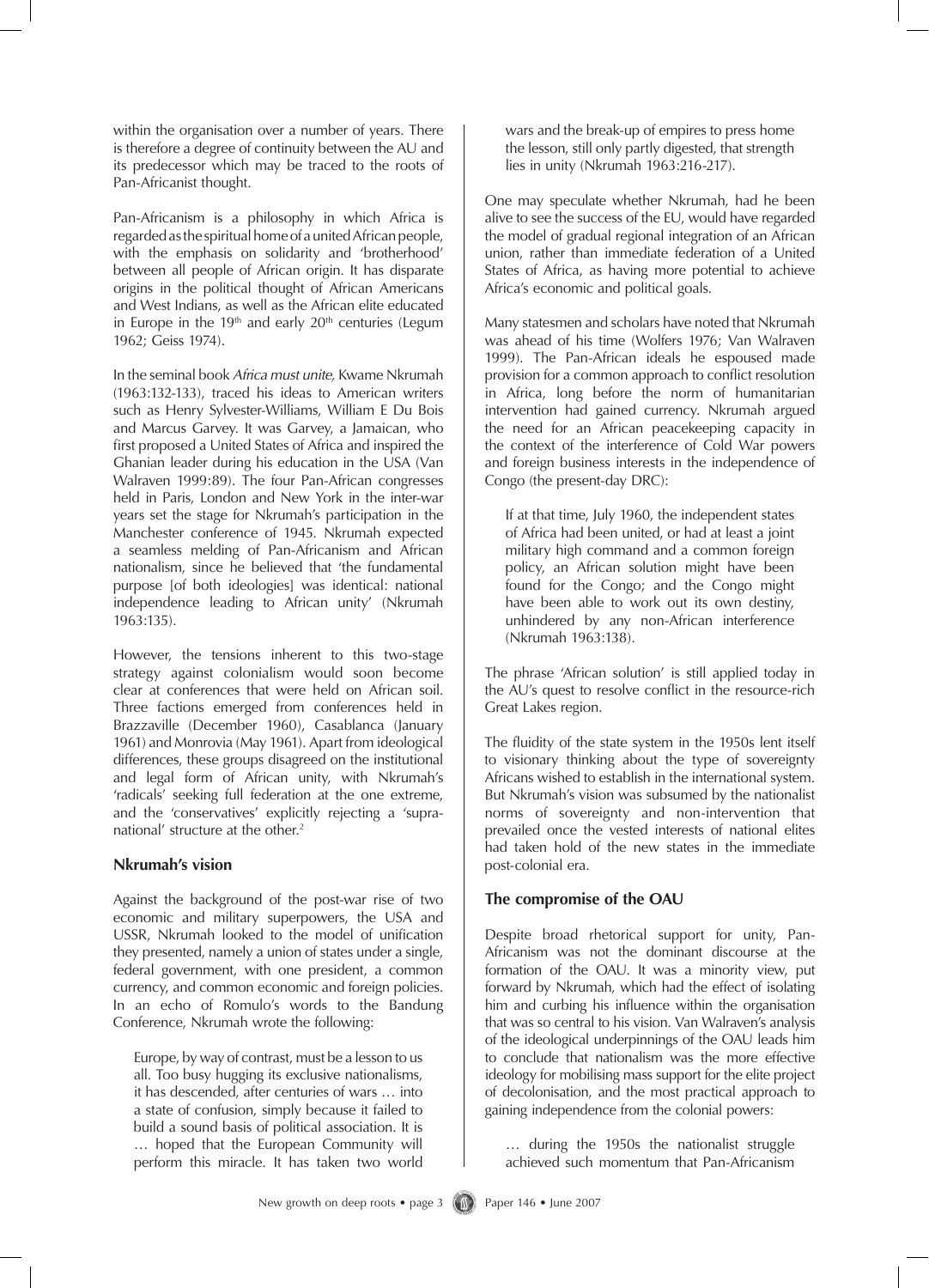within the organisation over a number of years. There is therefore a degree of continuity between the AU and its predecessor which may be traced to the roots of Pan-Africanist thought.

Pan-Africanism is a philosophy in which Africa is regarded as the spiritual home of a united African people, with the emphasis on solidarity and 'brotherhood' between all people of African origin. It has disparate origins in the political thought of African Americans and West Indians, as well as the African elite educated in Europe in the 19th and early 20th centuries (Legum 1962; Geiss 1974).

In the seminal book *Africa must unite,* Kwame Nkrumah (1963:132-133), traced his ideas to American writers such as Henry Sylvester-Williams, William E Du Bois and Marcus Garvey. It was Garvey, a Jamaican, who first proposed a United States of Africa and inspired the Ghanian leader during his education in the USA (Van Walraven 1999:89). The four Pan-African congresses held in Paris, London and New York in the inter-war years set the stage for Nkrumah's participation in the Manchester conference of 1945. Nkrumah expected a seamless melding of Pan-Africanism and African nationalism, since he believed that 'the fundamental purpose [of both ideologies] was identical: national independence leading to African unity' (Nkrumah 1963:135).

However, the tensions inherent to this two-stage strategy against colonialism would soon become clear at conferences that were held on African soil. Three factions emerged from conferences held in Brazzaville (December 1960), Casablanca (January 1961) and Monrovia (May 1961). Apart from ideological differences, these groups disagreed on the institutional and legal form of African unity, with Nkrumah's 'radicals' seeking full federation at the one extreme, and the 'conservatives' explicitly rejecting a 'supra-national' structure at the other.[2]

### Nkrumah's vision

Against the background of the post-war rise of two economic and military superpowers, the USA and USSR, Nkrumah looked to the model of unification they presented, namely a union of states under a single, federal government, with one president, a common currency, and common economic and foreign policies. In an echo of Romulo's words to the Bandung Conference, Nkrumah wrote the following:

> Europe, by way of contrast, must be a lesson to us all. Too busy hugging its exclusive nationalisms, it has descended, after centuries of wars … into a state of confusion, simply because it failed to build a sound basis of political association. It is … hoped that the European Community will perform this miracle. It has taken two world wars and the break-up of empires to press home the lesson, still only partly digested, that strength lies in unity (Nkrumah 1963:216-217).

One may speculate whether Nkrumah, had he been alive to see the success of the EU, would have regarded the model of gradual regional integration of an African union, rather than immediate federation of a United States of Africa, as having more potential to achieve Africa's economic and political goals.

Many statesmen and scholars have noted that Nkrumah was ahead of his time (Wolfers 1976; Van Walraven 1999). The Pan-African ideals he espoused made provision for a common approach to conflict resolution in Africa, long before the norm of humanitarian intervention had gained currency. Nkrumah argued the need for an African peacekeeping capacity in the context of the interference of Cold War powers and foreign business interests in the independence of Congo (the present-day DRC):

> If at that time, July 1960, the independent states of Africa had been united, or had at least a joint military high command and a common foreign policy, an African solution might have been found for the Congo; and the Congo might have been able to work out its own destiny, unhindered by any non-African interference (Nkrumah 1963:138).

The phrase 'African solution' is still applied today in the AU's quest to resolve conflict in the resource-rich Great Lakes region.

The fluidity of the state system in the 1950s lent itself to visionary thinking about the type of sovereignty Africans wished to establish in the international system. But Nkrumah's vision was subsumed by the nationalist norms of sovereignty and non-intervention that prevailed once the vested interests of national elites had taken hold of the new states in the immediate post-colonial era.

### The compromise of the OAU

Despite broad rhetorical support for unity, Pan-Africanism was not the dominant discourse at the formation of the OAU. It was a minority view, put forward by Nkrumah, which had the effect of isolating him and curbing his influence within the organisation that was so central to his vision. Van Walraven's analysis of the ideological underpinnings of the OAU leads him to conclude that nationalism was the more effective ideology for mobilising mass support for the elite project of decolonisation, and the most practical approach to gaining independence from the colonial powers:

> … during the 1950s the nationalist struggle achieved such momentum that Pan-Africanism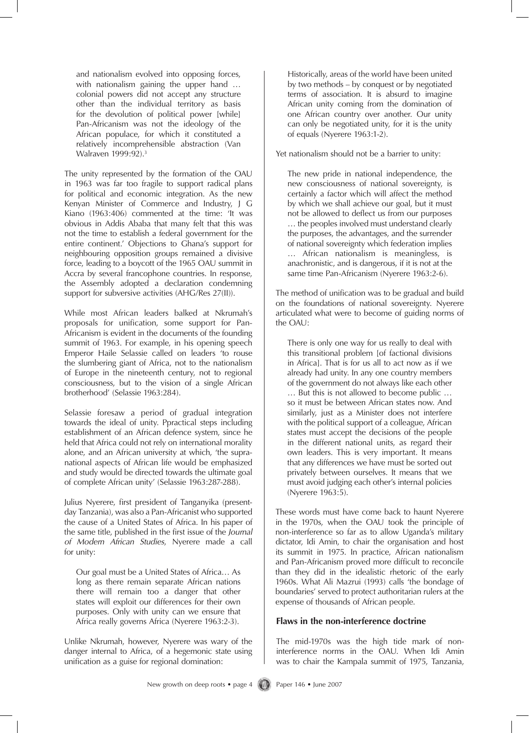> and nationalism evolved into opposing forces, with nationalism gaining the upper hand … colonial powers did not accept any structure other than the individual territory as basis for the devolution of political power [while] Pan-Africanism was not the ideology of the African populace, for which it constituted a relatively incomprehensible abstraction (Van Walraven 1999:92).[3]

The unity represented by the formation of the OAU in 1963 was far too fragile to support radical plans for political and economic integration. As the new Kenyan Minister of Commerce and Industry, J G Kiano (1963:406) commented at the time: 'It was obvious in Addis Ababa that many felt that this was not the time to establish a federal government for the entire continent.' Objections to Ghana's support for neighbouring opposition groups remained a divisive force, leading to a boycott of the 1965 OAU summit in Accra by several francophone countries. In response, the Assembly adopted a declaration condemning support for subversive activities (AHG/Res 27(II)).

While most African leaders balked at Nkrumah's proposals for unification, some support for Pan-Africanism is evident in the documents of the founding summit of 1963. For example, in his opening speech Emperor Haile Selassie called on leaders 'to rouse the slumbering giant of Africa, not to the nationalism of Europe in the nineteenth century, not to regional consciousness, but to the vision of a single African brotherhood' (Selassie 1963:284).

Selassie foresaw a period of gradual integration towards the ideal of unity. Ppractical steps including establishment of an African defence system, since he held that Africa could not rely on international morality alone, and an African university at which, 'the supra-national aspects of African life would be emphasized and study would be directed towards the ultimate goal of complete African unity' (Selassie 1963:287-288).

Julius Nyerere, first president of Tanganyika (present-day Tanzania), was also a Pan-Africanist who supported the cause of a United States of Africa. In his paper of the same title, published in the first issue of the *Journal of Modern African Studies*, Nyerere made a call for unity:

> Our goal must be a United States of Africa… As long as there remain separate African nations there will remain too a danger that other states will exploit our differences for their own purposes. Only with unity can we ensure that Africa really governs Africa (Nyerere 1963:2-3).

Unlike Nkrumah, however, Nyerere was wary of the danger internal to Africa, of a hegemonic state using unification as a guise for regional domination:

> Historically, areas of the world have been united by two methods – by conquest or by negotiated terms of association. It is absurd to imagine African unity coming from the domination of one African country over another. Our unity can only be negotiated unity, for it is the unity of equals (Nyerere 1963:1-2).

Yet nationalism should not be a barrier to unity:

> The new pride in national independence, the new consciousness of national sovereignty, is certainly a factor which will affect the method by which we shall achieve our goal, but it must not be allowed to deflect us from our purposes … the peoples involved must understand clearly the purposes, the advantages, and the surrender of national sovereignty which federation implies … African nationalism is meaningless, is anachronistic, and is dangerous, if it is not at the same time Pan-Africanism (Nyerere 1963:2-6).

The method of unification was to be gradual and build on the foundations of national sovereignty. Nyerere articulated what were to become of guiding norms of the OAU:

> There is only one way for us really to deal with this transitional problem [of factional divisions in Africa]. That is for us all to act now as if we already had unity. In any one country members of the government do not always like each other … But this is not allowed to become public … so it must be between African states now. And similarly, just as a Minister does not interfere with the political support of a colleague, African states must accept the decisions of the people in the different national units, as regard their own leaders. This is very important. It means that any differences we have must be sorted out privately between ourselves. It means that we must avoid judging each other's internal policies (Nyerere 1963:5).

These words must have come back to haunt Nyerere in the 1970s, when the OAU took the principle of non-interference so far as to allow Uganda's military dictator, Idi Amin, to chair the organisation and host its summit in 1975. In practice, African nationalism and Pan-Africanism proved more difficult to reconcile than they did in the idealistic rhetoric of the early 1960s. What Ali Mazrui (1993) calls 'the bondage of boundaries' served to protect authoritarian rulers at the expense of thousands of African people.

## Flaws in the non-interference doctrine

The mid-1970s was the high tide mark of non-interference norms in the OAU. When Idi Amin was to chair the Kampala summit of 1975, Tanzania,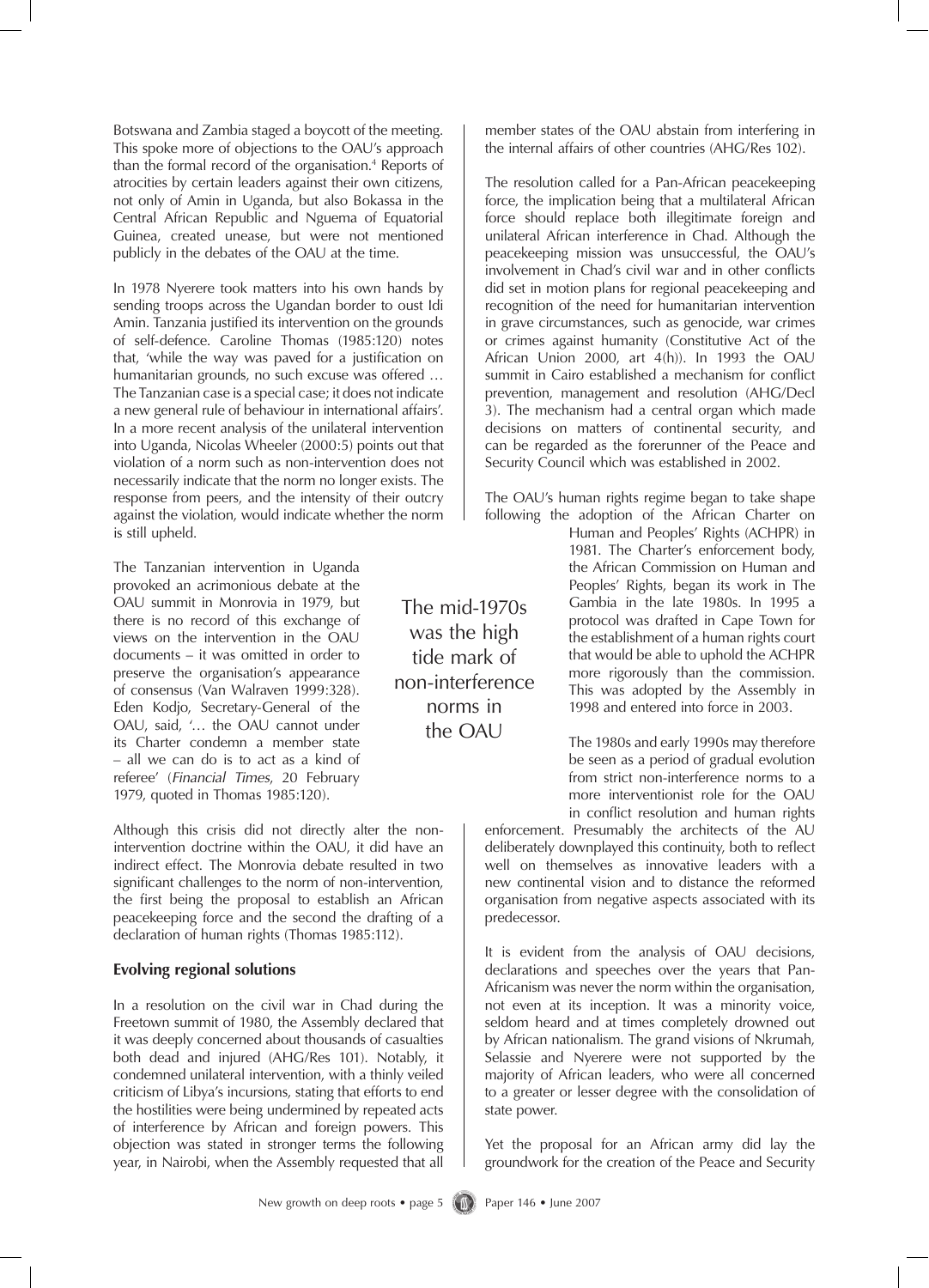Botswana and Zambia staged a boycott of the meeting. This spoke more of objections to the OAU's approach than the formal record of the organisation.[4] Reports of atrocities by certain leaders against their own citizens, not only of Amin in Uganda, but also Bokassa in the Central African Republic and Nguema of Equatorial Guinea, created unease, but were not mentioned publicly in the debates of the OAU at the time.

In 1978 Nyerere took matters into his own hands by sending troops across the Ugandan border to oust Idi Amin. Tanzania justified its intervention on the grounds of self-defence. Caroline Thomas (1985:120) notes that, 'while the way was paved for a justification on humanitarian grounds, no such excuse was offered … The Tanzanian case is a special case; it does not indicate a new general rule of behaviour in international affairs'. In a more recent analysis of the unilateral intervention into Uganda, Nicolas Wheeler (2000:5) points out that violation of a norm such as non-intervention does not necessarily indicate that the norm no longer exists. The response from peers, and the intensity of their outcry against the violation, would indicate whether the norm is still upheld.

The Tanzanian intervention in Uganda provoked an acrimonious debate at the OAU summit in Monrovia in 1979, but there is no record of this exchange of views on the intervention in the OAU documents – it was omitted in order to preserve the organisation's appearance of consensus (Van Walraven 1999:328). Eden Kodjo, Secretary-General of the OAU, said, '… the OAU cannot under its Charter condemn a member state – all we can do is to act as a kind of referee' (*Financial Times*, 20 February 1979, quoted in Thomas 1985:120).

Although this crisis did not directly alter the non-intervention doctrine within the OAU, it did have an indirect effect. The Monrovia debate resulted in two significant challenges to the norm of non-intervention, the first being the proposal to establish an African peacekeeping force and the second the drafting of a declaration of human rights (Thomas 1985:112).

**Evolving regional solutions**

In a resolution on the civil war in Chad during the Freetown summit of 1980, the Assembly declared that it was deeply concerned about thousands of casualties both dead and injured (AHG/Res 101). Notably, it condemned unilateral intervention, with a thinly veiled criticism of Libya's incursions, stating that efforts to end the hostilities were being undermined by repeated acts of interference by African and foreign powers. This objection was stated in stronger terms the following year, in Nairobi, when the Assembly requested that all member states of the OAU abstain from interfering in the internal affairs of other countries (AHG/Res 102).

The resolution called for a Pan-African peacekeeping force, the implication being that a multilateral African force should replace both illegitimate foreign and unilateral African interference in Chad. Although the peacekeeping mission was unsuccessful, the OAU's involvement in Chad's civil war and in other conflicts did set in motion plans for regional peacekeeping and recognition of the need for humanitarian intervention in grave circumstances, such as genocide, war crimes or crimes against humanity (Constitutive Act of the African Union 2000, art 4(h)). In 1993 the OAU summit in Cairo established a mechanism for conflict prevention, management and resolution (AHG/Decl 3). The mechanism had a central organ which made decisions on matters of continental security, and can be regarded as the forerunner of the Peace and Security Council which was established in 2002.

The OAU's human rights regime began to take shape following the adoption of the African Charter on Human and Peoples' Rights (ACHPR) in 1981. The Charter's enforcement body, the African Commission on Human and Peoples' Rights, began its work in The Gambia in the late 1980s. In 1995 a protocol was drafted in Cape Town for the establishment of a human rights court that would be able to uphold the ACHPR more rigorously than the commission. This was adopted by the Assembly in 1998 and entered into force in 2003.

> The mid-1970s was the high tide mark of non-interference norms in the OAU

The 1980s and early 1990s may therefore be seen as a period of gradual evolution from strict non-interference norms to a more interventionist role for the OAU in conflict resolution and human rights enforcement. Presumably the architects of the AU deliberately downplayed this continuity, both to reflect well on themselves as innovative leaders with a new continental vision and to distance the reformed organisation from negative aspects associated with its predecessor.

It is evident from the analysis of OAU decisions, declarations and speeches over the years that Pan-Africanism was never the norm within the organisation, not even at its inception. It was a minority voice, seldom heard and at times completely drowned out by African nationalism. The grand visions of Nkrumah, Selassie and Nyerere were not supported by the majority of African leaders, who were all concerned to a greater or lesser degree with the consolidation of state power.

Yet the proposal for an African army did lay the groundwork for the creation of the Peace and Security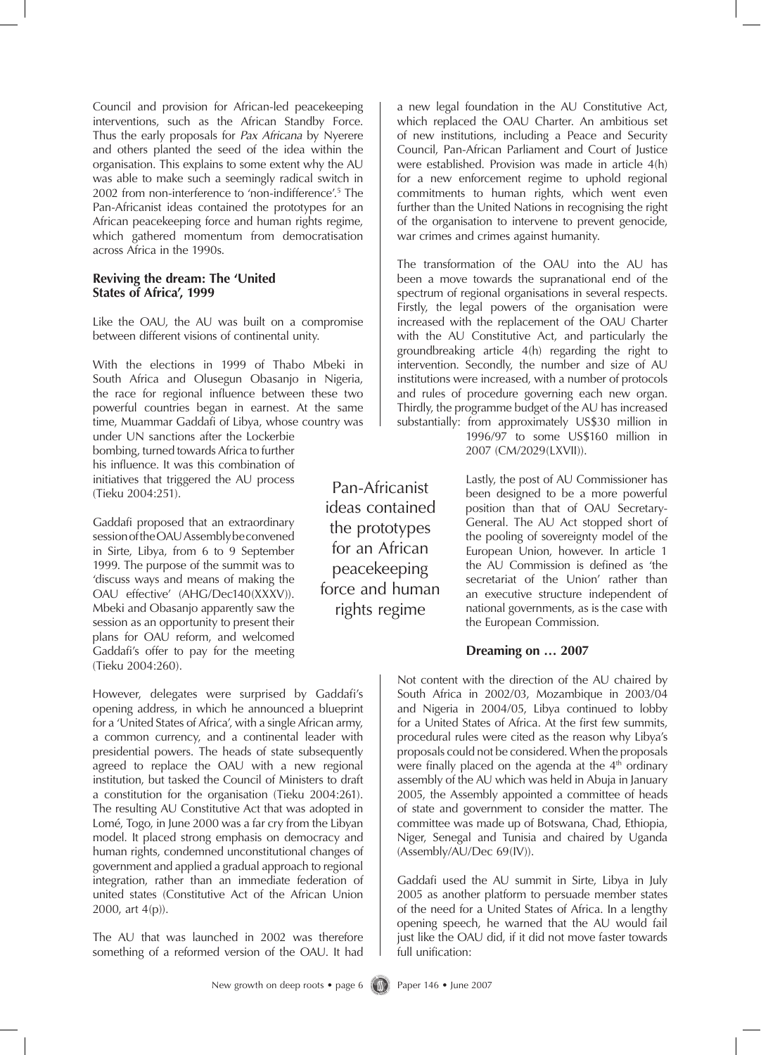Council and provision for African-led peacekeeping interventions, such as the African Standby Force. Thus the early proposals for *Pax Africana* by Nyerere and others planted the seed of the idea within the organisation. This explains to some extent why the AU was able to make such a seemingly radical switch in 2002 from non-interference to 'non-indifference'.[5] The Pan-Africanist ideas contained the prototypes for an African peacekeeping force and human rights regime, which gathered momentum from democratisation across Africa in the 1990s.

### Reviving the dream: The 'United States of Africa', 1999

Like the OAU, the AU was built on a compromise between different visions of continental unity.

With the elections in 1999 of Thabo Mbeki in South Africa and Olusegun Obasanjo in Nigeria, the race for regional influence between these two powerful countries began in earnest. At the same time, Muammar Gaddafi of Libya, whose country was under UN sanctions after the Lockerbie bombing, turned towards Africa to further his influence. It was this combination of initiatives that triggered the AU process (Tieku 2004:251).

Gaddafi proposed that an extraordinary session of the OAU Assembly be convened in Sirte, Libya, from 6 to 9 September 1999. The purpose of the summit was to 'discuss ways and means of making the OAU effective' (AHG/Dec140(XXXV)). Mbeki and Obasanjo apparently saw the session as an opportunity to present their plans for OAU reform, and welcomed Gaddafi's offer to pay for the meeting (Tieku 2004:260).

However, delegates were surprised by Gaddafi's opening address, in which he announced a blueprint for a 'United States of Africa', with a single African army, a common currency, and a continental leader with presidential powers. The heads of state subsequently agreed to replace the OAU with a new regional institution, but tasked the Council of Ministers to draft a constitution for the organisation (Tieku 2004:261). The resulting AU Constitutive Act that was adopted in Lomé, Togo, in June 2000 was a far cry from the Libyan model. It placed strong emphasis on democracy and human rights, condemned unconstitutional changes of government and applied a gradual approach to regional integration, rather than an immediate federation of united states (Constitutive Act of the African Union 2000, art 4(p)).

The AU that was launched in 2002 was therefore something of a reformed version of the OAU. It had a new legal foundation in the AU Constitutive Act, which replaced the OAU Charter. An ambitious set of new institutions, including a Peace and Security Council, Pan-African Parliament and Court of Justice were established. Provision was made in article 4(h) for a new enforcement regime to uphold regional commitments to human rights, which went even further than the United Nations in recognising the right of the organisation to intervene to prevent genocide, war crimes and crimes against humanity.

The transformation of the OAU into the AU has been a move towards the supranational end of the spectrum of regional organisations in several respects. Firstly, the legal powers of the organisation were increased with the replacement of the OAU Charter with the AU Constitutive Act, and particularly the groundbreaking article 4(h) regarding the right to intervention. Secondly, the number and size of AU institutions were increased, with a number of protocols and rules of procedure governing each new organ. Thirdly, the programme budget of the AU has increased substantially: from approximately US$30 million in 1996/97 to some US$160 million in 2007 (CM/2029(LXVII)).

> Pan-Africanist ideas contained the prototypes for an African peacekeeping force and human rights regime

Lastly, the post of AU Commissioner has been designed to be a more powerful position than that of OAU Secretary-General. The AU Act stopped short of the pooling of sovereignty model of the European Union, however. In article 1 the AU Commission is defined as 'the secretariat of the Union' rather than an executive structure independent of national governments, as is the case with the European Commission.

### Dreaming on … 2007

Not content with the direction of the AU chaired by South Africa in 2002/03, Mozambique in 2003/04 and Nigeria in 2004/05, Libya continued to lobby for a United States of Africa. At the first few summits, procedural rules were cited as the reason why Libya's proposals could not be considered. When the proposals were finally placed on the agenda at the 4th ordinary assembly of the AU which was held in Abuja in January 2005, the Assembly appointed a committee of heads of state and government to consider the matter. The committee was made up of Botswana, Chad, Ethiopia, Niger, Senegal and Tunisia and chaired by Uganda (Assembly/AU/Dec 69(IV)).

Gaddafi used the AU summit in Sirte, Libya in July 2005 as another platform to persuade member states of the need for a United States of Africa. In a lengthy opening speech, he warned that the AU would fail just like the OAU did, if it did not move faster towards full unification: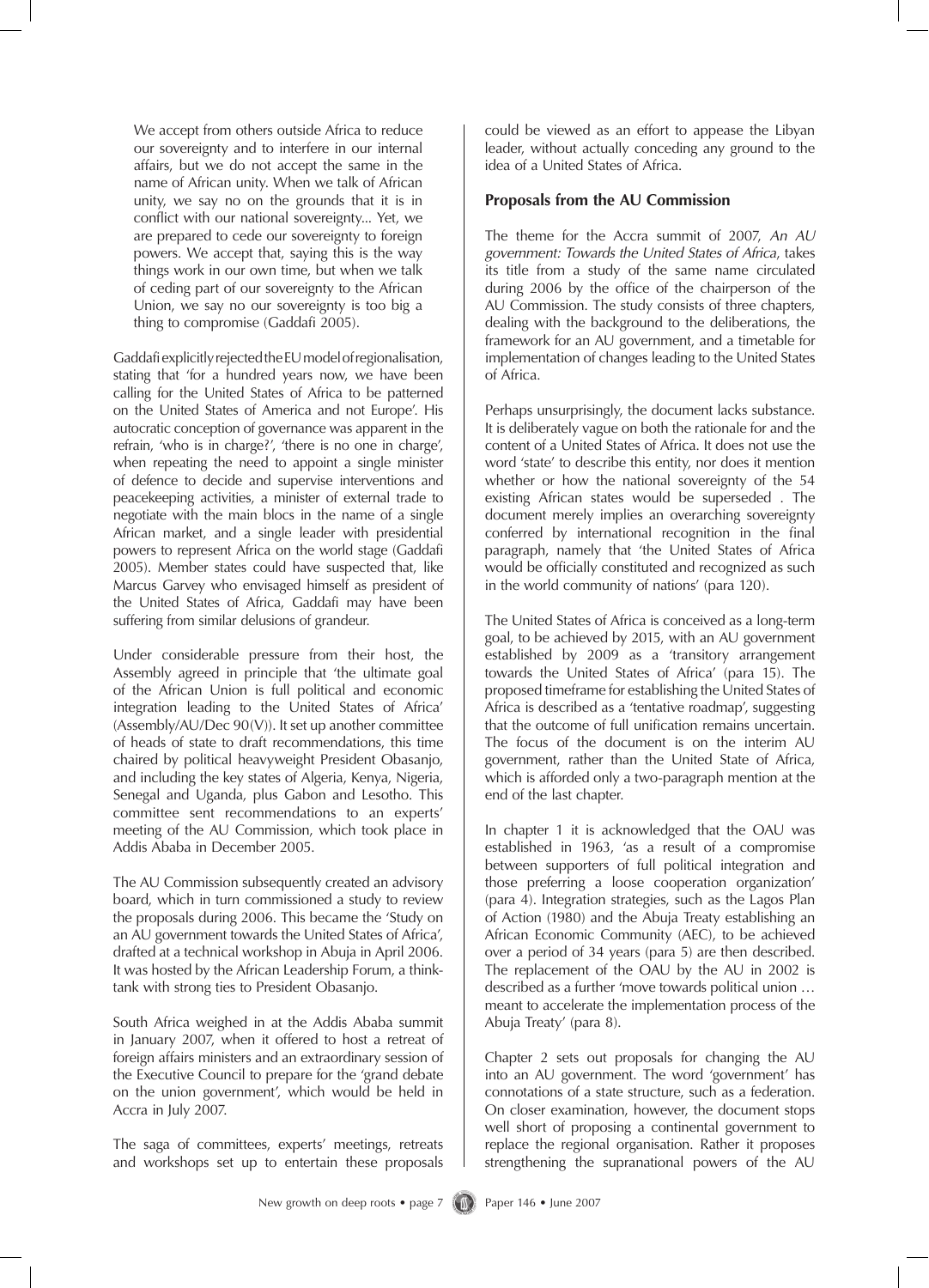> We accept from others outside Africa to reduce our sovereignty and to interfere in our internal affairs, but we do not accept the same in the name of African unity. When we talk of African unity, we say no on the grounds that it is in conflict with our national sovereignty... Yet, we are prepared to cede our sovereignty to foreign powers. We accept that, saying this is the way things work in our own time, but when we talk of ceding part of our sovereignty to the African Union, we say no our sovereignty is too big a thing to compromise (Gaddafi 2005).

Gaddafi explicitly rejected the EU model of regionalisation, stating that 'for a hundred years now, we have been calling for the United States of Africa to be patterned on the United States of America and not Europe'. His autocratic conception of governance was apparent in the refrain, 'who is in charge?', 'there is no one in charge', when repeating the need to appoint a single minister of defence to decide and supervise interventions and peacekeeping activities, a minister of external trade to negotiate with the main blocs in the name of a single African market, and a single leader with presidential powers to represent Africa on the world stage (Gaddafi 2005). Member states could have suspected that, like Marcus Garvey who envisaged himself as president of the United States of Africa, Gaddafi may have been suffering from similar delusions of grandeur.

Under considerable pressure from their host, the Assembly agreed in principle that 'the ultimate goal of the African Union is full political and economic integration leading to the United States of Africa' (Assembly/AU/Dec 90(V)). It set up another committee of heads of state to draft recommendations, this time chaired by political heavyweight President Obasanjo, and including the key states of Algeria, Kenya, Nigeria, Senegal and Uganda, plus Gabon and Lesotho. This committee sent recommendations to an experts' meeting of the AU Commission, which took place in Addis Ababa in December 2005.

The AU Commission subsequently created an advisory board, which in turn commissioned a study to review the proposals during 2006. This became the 'Study on an AU government towards the United States of Africa', drafted at a technical workshop in Abuja in April 2006. It was hosted by the African Leadership Forum, a think-tank with strong ties to President Obasanjo.

South Africa weighed in at the Addis Ababa summit in January 2007, when it offered to host a retreat of foreign affairs ministers and an extraordinary session of the Executive Council to prepare for the 'grand debate on the union government', which would be held in Accra in July 2007.

The saga of committees, experts' meetings, retreats and workshops set up to entertain these proposals could be viewed as an effort to appease the Libyan leader, without actually conceding any ground to the idea of a United States of Africa.

## Proposals from the AU Commission

The theme for the Accra summit of 2007, *An AU government: Towards the United States of Africa*, takes its title from a study of the same name circulated during 2006 by the office of the chairperson of the AU Commission. The study consists of three chapters, dealing with the background to the deliberations, the framework for an AU government, and a timetable for implementation of changes leading to the United States of Africa.

Perhaps unsurprisingly, the document lacks substance. It is deliberately vague on both the rationale for and the content of a United States of Africa. It does not use the word 'state' to describe this entity, nor does it mention whether or how the national sovereignty of the 54 existing African states would be superseded . The document merely implies an overarching sovereignty conferred by international recognition in the final paragraph, namely that 'the United States of Africa would be officially constituted and recognized as such in the world community of nations' (para 120).

The United States of Africa is conceived as a long-term goal, to be achieved by 2015, with an AU government established by 2009 as a 'transitory arrangement towards the United States of Africa' (para 15). The proposed timeframe for establishing the United States of Africa is described as a 'tentative roadmap', suggesting that the outcome of full unification remains uncertain. The focus of the document is on the interim AU government, rather than the United State of Africa, which is afforded only a two-paragraph mention at the end of the last chapter.

In chapter 1 it is acknowledged that the OAU was established in 1963, 'as a result of a compromise between supporters of full political integration and those preferring a loose cooperation organization' (para 4). Integration strategies, such as the Lagos Plan of Action (1980) and the Abuja Treaty establishing an African Economic Community (AEC), to be achieved over a period of 34 years (para 5) are then described. The replacement of the OAU by the AU in 2002 is described as a further 'move towards political union … meant to accelerate the implementation process of the Abuja Treaty' (para 8).

Chapter 2 sets out proposals for changing the AU into an AU government. The word 'government' has connotations of a state structure, such as a federation. On closer examination, however, the document stops well short of proposing a continental government to replace the regional organisation. Rather it proposes strengthening the supranational powers of the AU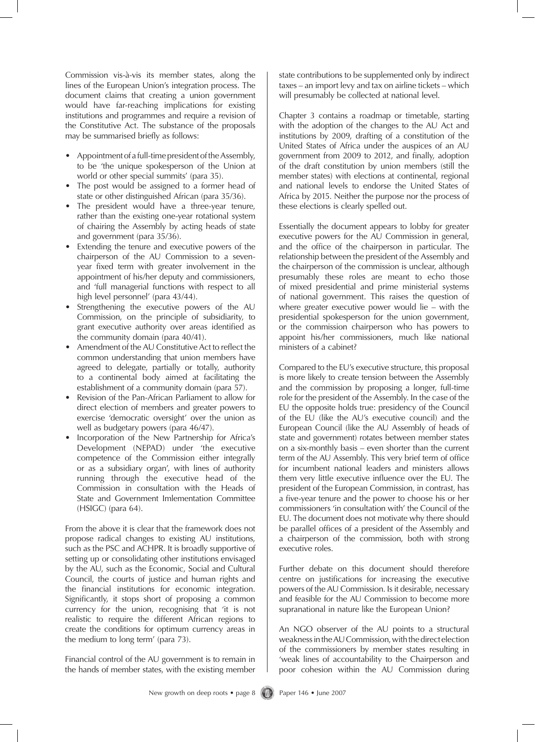Commission vis-à-vis its member states, along the lines of the European Union's integration process. The document claims that creating a union government would have far-reaching implications for existing institutions and programmes and require a revision of the Constitutive Act. The substance of the proposals may be summarised briefly as follows:

- Appointment of a full-time president of the Assembly, to be 'the unique spokesperson of the Union at world or other special summits' (para 35).
- The post would be assigned to a former head of state or other distinguished African (para 35/36).
- The president would have a three-year tenure, rather than the existing one-year rotational system of chairing the Assembly by acting heads of state and government (para 35/36).
- Extending the tenure and executive powers of the chairperson of the AU Commission to a seven-year fixed term with greater involvement in the appointment of his/her deputy and commissioners, and 'full managerial functions with respect to all high level personnel' (para 43/44).
- Strengthening the executive powers of the AU Commission, on the principle of subsidiarity, to grant executive authority over areas identified as the community domain (para 40/41).
- Amendment of the AU Constitutive Act to reflect the common understanding that union members have agreed to delegate, partially or totally, authority to a continental body aimed at facilitating the establishment of a community domain (para 57).
- Revision of the Pan-African Parliament to allow for direct election of members and greater powers to exercise 'democratic oversight' over the union as well as budgetary powers (para 46/47).
- Incorporation of the New Partnership for Africa's Development (NEPAD) under 'the executive competence of the Commission either integrally or as a subsidiary organ', with lines of authority running through the executive head of the Commission in consultation with the Heads of State and Government Imlementation Committee (HSIGC) (para 64).

From the above it is clear that the framework does not propose radical changes to existing AU institutions, such as the PSC and ACHPR. It is broadly supportive of setting up or consolidating other institutions envisaged by the AU, such as the Economic, Social and Cultural Council, the courts of justice and human rights and the financial institutions for economic integration. Significantly, it stops short of proposing a common currency for the union, recognising that 'it is not realistic to require the different African regions to create the conditions for optimum currency areas in the medium to long term' (para 73).

Financial control of the AU government is to remain in the hands of member states, with the existing member state contributions to be supplemented only by indirect taxes – an import levy and tax on airline tickets – which will presumably be collected at national level.

Chapter 3 contains a roadmap or timetable, starting with the adoption of the changes to the AU Act and institutions by 2009, drafting of a constitution of the United States of Africa under the auspices of an AU government from 2009 to 2012, and finally, adoption of the draft constitution by union members (still the member states) with elections at continental, regional and national levels to endorse the United States of Africa by 2015. Neither the purpose nor the process of these elections is clearly spelled out.

Essentially the document appears to lobby for greater executive powers for the AU Commission in general, and the office of the chairperson in particular. The relationship between the president of the Assembly and the chairperson of the commission is unclear, although presumably these roles are meant to echo those of mixed presidential and prime ministerial systems of national government. This raises the question of where greater executive power would lie – with the presidential spokesperson for the union government, or the commission chairperson who has powers to appoint his/her commissioners, much like national ministers of a cabinet?

Compared to the EU's executive structure, this proposal is more likely to create tension between the Assembly and the commission by proposing a longer, full-time role for the president of the Assembly. In the case of the EU the opposite holds true: presidency of the Council of the EU (like the AU's executive council) and the European Council (like the AU Assembly of heads of state and government) rotates between member states on a six-monthly basis – even shorter than the current term of the AU Assembly. This very brief term of office for incumbent national leaders and ministers allows them very little executive influence over the EU. The president of the European Commission, in contrast, has a five-year tenure and the power to choose his or her commissioners 'in consultation with' the Council of the EU. The document does not motivate why there should be parallel offices of a president of the Assembly and a chairperson of the commission, both with strong executive roles.

Further debate on this document should therefore centre on justifications for increasing the executive powers of the AU Commission. Is it desirable, necessary and feasible for the AU Commission to become more supranational in nature like the European Union?

An NGO observer of the AU points to a structural weakness in the AU Commission, with the direct election of the commissioners by member states resulting in 'weak lines of accountability to the Chairperson and poor cohesion within the AU Commission during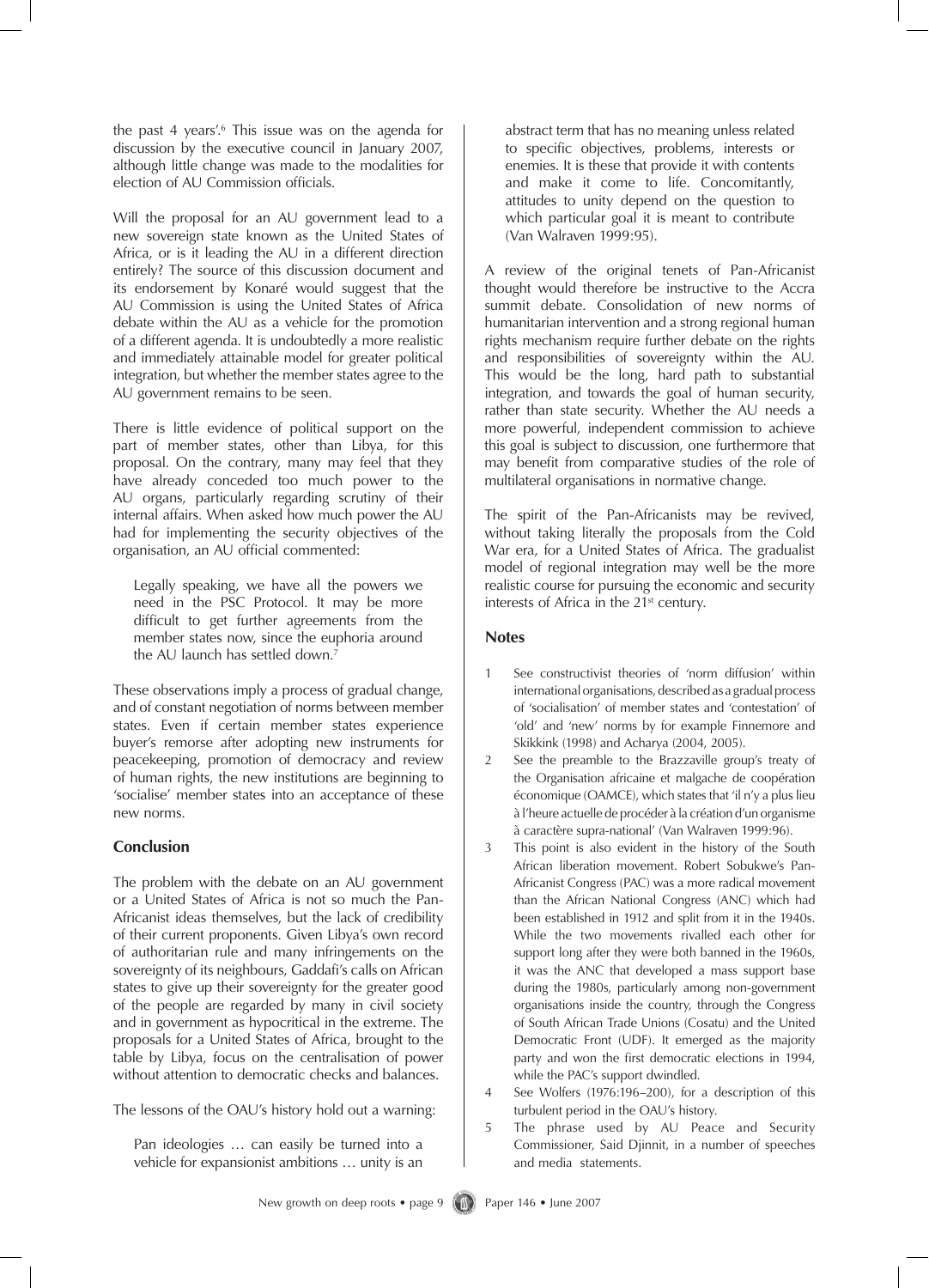the past 4 years'.[6] This issue was on the agenda for discussion by the executive council in January 2007, although little change was made to the modalities for election of AU Commission officials.

Will the proposal for an AU government lead to a new sovereign state known as the United States of Africa, or is it leading the AU in a different direction entirely? The source of this discussion document and its endorsement by Konaré would suggest that the AU Commission is using the United States of Africa debate within the AU as a vehicle for the promotion of a different agenda. It is undoubtedly a more realistic and immediately attainable model for greater political integration, but whether the member states agree to the AU government remains to be seen.

There is little evidence of political support on the part of member states, other than Libya, for this proposal. On the contrary, many may feel that they have already conceded too much power to the AU organs, particularly regarding scrutiny of their internal affairs. When asked how much power the AU had for implementing the security objectives of the organisation, an AU official commented:

> Legally speaking, we have all the powers we need in the PSC Protocol. It may be more difficult to get further agreements from the member states now, since the euphoria around the AU launch has settled down.[7]

These observations imply a process of gradual change, and of constant negotiation of norms between member states. Even if certain member states experience buyer's remorse after adopting new instruments for peacekeeping, promotion of democracy and review of human rights, the new institutions are beginning to 'socialise' member states into an acceptance of these new norms.

## Conclusion

The problem with the debate on an AU government or a United States of Africa is not so much the Pan-Africanist ideas themselves, but the lack of credibility of their current proponents. Given Libya's own record of authoritarian rule and many infringements on the sovereignty of its neighbours, Gaddafi's calls on African states to give up their sovereignty for the greater good of the people are regarded by many in civil society and in government as hypocritical in the extreme. The proposals for a United States of Africa, brought to the table by Libya, focus on the centralisation of power without attention to democratic checks and balances.

The lessons of the OAU's history hold out a warning:

> Pan ideologies … can easily be turned into a vehicle for expansionist ambitions … unity is an abstract term that has no meaning unless related to specific objectives, problems, interests or enemies. It is these that provide it with contents and make it come to life. Concomitantly, attitudes to unity depend on the question to which particular goal it is meant to contribute (Van Walraven 1999:95).

A review of the original tenets of Pan-Africanist thought would therefore be instructive to the Accra summit debate. Consolidation of new norms of humanitarian intervention and a strong regional human rights mechanism require further debate on the rights and responsibilities of sovereignty within the AU. This would be the long, hard path to substantial integration, and towards the goal of human security, rather than state security. Whether the AU needs a more powerful, independent commission to achieve this goal is subject to discussion, one furthermore that may benefit from comparative studies of the role of multilateral organisations in normative change.

The spirit of the Pan-Africanists may be revived, without taking literally the proposals from the Cold War era, for a United States of Africa. The gradualist model of regional integration may well be the more realistic course for pursuing the economic and security interests of Africa in the 21st century.

### Notes

1. See constructivist theories of 'norm diffusion' within international organisations, described as a gradual process of 'socialisation' of member states and 'contestation' of 'old' and 'new' norms by for example Finnemore and Skikkink (1998) and Acharya (2004, 2005).
2. See the preamble to the Brazzaville group's treaty of the Organisation africaine et malgache de coopération économique (OAMCE), which states that 'il n'y a plus lieu à l'heure actuelle de procéder à la création d'un organisme à caractère supra-national' (Van Walraven 1999:96).
3. This point is also evident in the history of the South African liberation movement. Robert Sobukwe's Pan-Africanist Congress (PAC) was a more radical movement than the African National Congress (ANC) which had been established in 1912 and split from it in the 1940s. While the two movements rivalled each other for support long after they were both banned in the 1960s, it was the ANC that developed a mass support base during the 1980s, particularly among non-government organisations inside the country, through the Congress of South African Trade Unions (Cosatu) and the United Democratic Front (UDF). It emerged as the majority party and won the first democratic elections in 1994, while the PAC's support dwindled.
4. See Wolfers (1976:196–200), for a description of this turbulent period in the OAU's history.
5. The phrase used by AU Peace and Security Commissioner, Said Djinnit, in a number of speeches and media statements.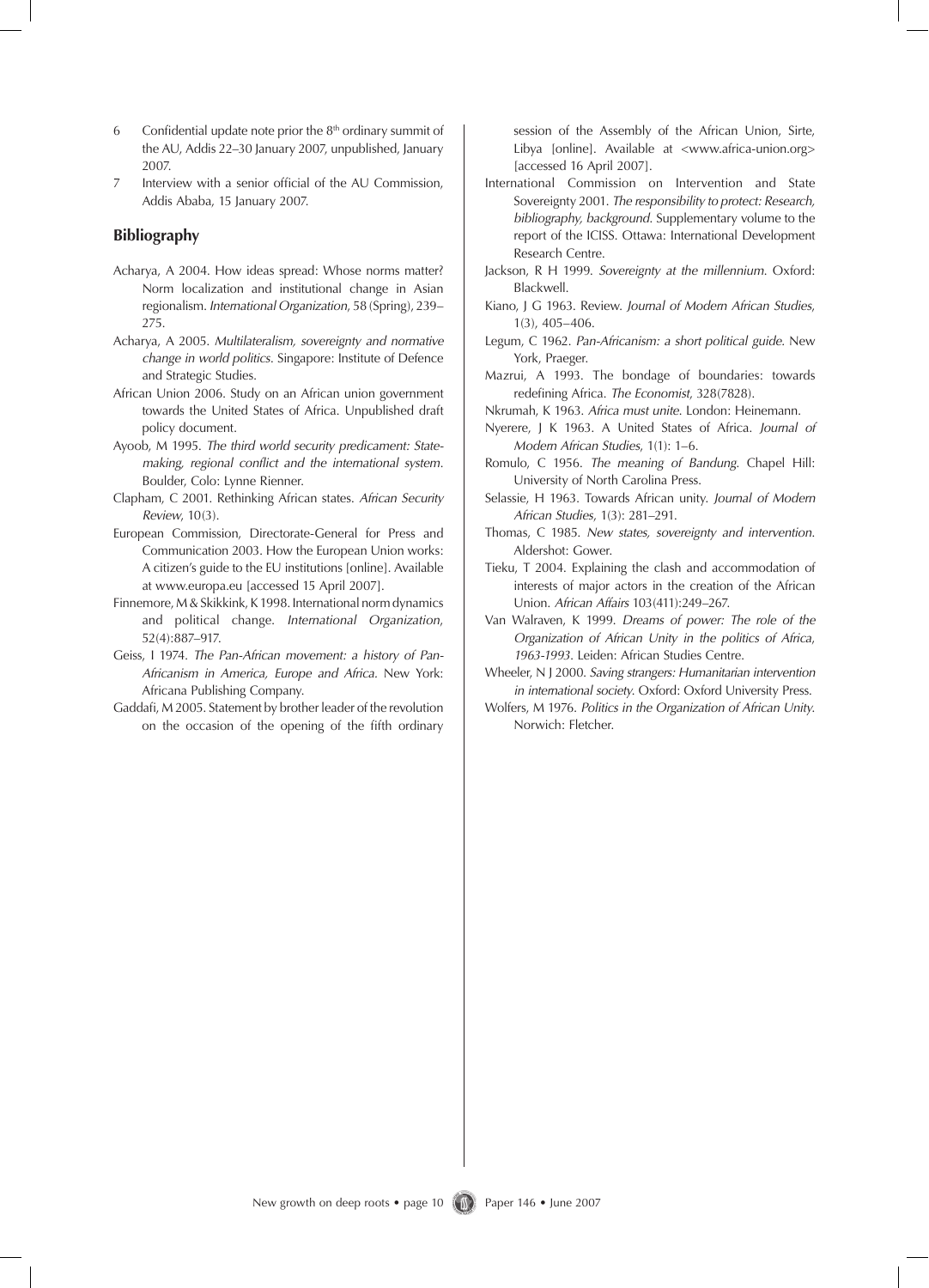6 Confidential update note prior the 8th ordinary summit of the AU, Addis 22–30 January 2007, unpublished, January 2007.

7 Interview with a senior official of the AU Commission, Addis Ababa, 15 January 2007.

## Bibliography

Acharya, A 2004. How ideas spread: Whose norms matter? Norm localization and institutional change in Asian regionalism. *International Organization*, 58 (Spring), 239–275.

Acharya, A 2005. *Multilateralism, sovereignty and normative change in world politics*. Singapore: Institute of Defence and Strategic Studies.

African Union 2006. Study on an African union government towards the United States of Africa. Unpublished draft policy document.

Ayoob, M 1995. *The third world security predicament: State-making, regional conflict and the international system*. Boulder, Colo: Lynne Rienner.

Clapham, C 2001. Rethinking African states. *African Security Review*, 10(3).

European Commission, Directorate-General for Press and Communication 2003. How the European Union works: A citizen's guide to the EU institutions [online]. Available at www.europa.eu [accessed 15 April 2007].

Finnemore, M & Skikkink, K 1998. International norm dynamics and political change. *International Organization*, 52(4):887–917.

Geiss, I 1974. *The Pan-African movement: a history of Pan-Africanism in America, Europe and Africa*. New York: Africana Publishing Company.

Gaddafi, M 2005. Statement by brother leader of the revolution on the occasion of the opening of the fifth ordinary session of the Assembly of the African Union, Sirte, Libya [online]. Available at <www.africa-union.org> [accessed 16 April 2007].

International Commission on Intervention and State Sovereignty 2001. *The responsibility to protect: Research, bibliography, background*. Supplementary volume to the report of the ICISS. Ottawa: International Development Research Centre.

Jackson, R H 1999. *Sovereignty at the millennium*. Oxford: Blackwell.

Kiano, J G 1963. Review. *Journal of Modern African Studies*, 1(3), 405–406.

Legum, C 1962. *Pan-Africanism: a short political guide*. New York, Praeger.

Mazrui, A 1993. The bondage of boundaries: towards redefining Africa. *The Economist*, 328(7828).

Nkrumah, K 1963. *Africa must unite*. London: Heinemann.

Nyerere, J K 1963. A United States of Africa. *Journal of Modern African Studies*, 1(1): 1–6.

Romulo, C 1956. *The meaning of Bandung*. Chapel Hill: University of North Carolina Press.

Selassie, H 1963. Towards African unity. *Journal of Modern African Studies*, 1(3): 281–291.

Thomas, C 1985. *New states, sovereignty and intervention*. Aldershot: Gower.

Tieku, T 2004. Explaining the clash and accommodation of interests of major actors in the creation of the African Union. *African Affairs* 103(411):249–267.

Van Walraven, K 1999. *Dreams of power: The role of the Organization of African Unity in the politics of Africa, 1963-1993*. Leiden: African Studies Centre.

Wheeler, N J 2000. *Saving strangers: Humanitarian intervention in international society*. Oxford: Oxford University Press.

Wolfers, M 1976. *Politics in the Organization of African Unity*. Norwich: Fletcher.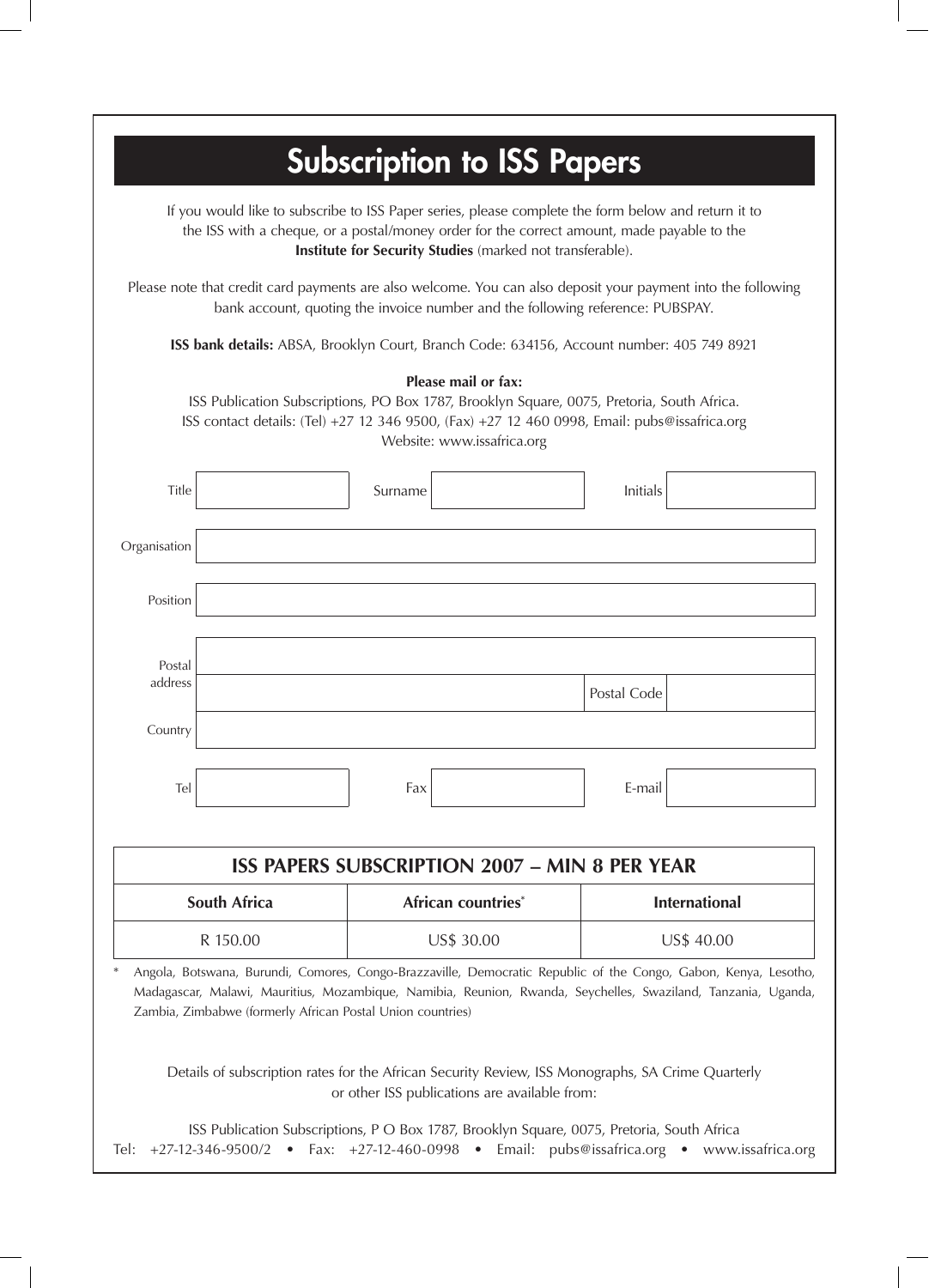# Subscription to ISS Papers

If you would like to subscribe to ISS Paper series, please complete the form below and return it to the ISS with a cheque, or a postal/money order for the correct amount, made payable to the **Institute for Security Studies** (marked not transferable).

Please note that credit card payments are also welcome. You can also deposit your payment into the following bank account, quoting the invoice number and the following reference: PUBSPAY.

**ISS bank details:** ABSA, Brooklyn Court, Branch Code: 634156, Account number: 405 749 8921

**Please mail or fax:**

ISS Publication Subscriptions, PO Box 1787, Brooklyn Square, 0075, Pretoria, South Africa.
ISS contact details: (Tel) +27 12 346 9500, (Fax) +27 12 460 0998, Email: pubs@issafrica.org
Website: www.issafrica.org

| | | | | | |
|---|---|---|---|---|---|
| Title | | Surname | | Initials | |
| Organisation | | | | | |
| Position | | | | | |
| Postal address | | | | | |
| | | | | Postal Code | |
| Country | | | | | |
| Tel | | Fax | | E-mail | |

| ISS PAPERS SUBSCRIPTION 2007 – MIN 8 PER YEAR | | |
|---|---|---|
| **South Africa** | **African countries*** | **International** |
| R 150.00 | US$ 30.00 | US$ 40.00 |

\* Angola, Botswana, Burundi, Comores, Congo-Brazzaville, Democratic Republic of the Congo, Gabon, Kenya, Lesotho, Madagascar, Malawi, Mauritius, Mozambique, Namibia, Reunion, Rwanda, Seychelles, Swaziland, Tanzania, Uganda, Zambia, Zimbabwe (formerly African Postal Union countries)

Details of subscription rates for the African Security Review, ISS Monographs, SA Crime Quarterly or other ISS publications are available from:

ISS Publication Subscriptions, P O Box 1787, Brooklyn Square, 0075, Pretoria, South Africa
Tel: +27-12-346-9500/2 • Fax: +27-12-460-0998 • Email: pubs@issafrica.org • www.issafrica.org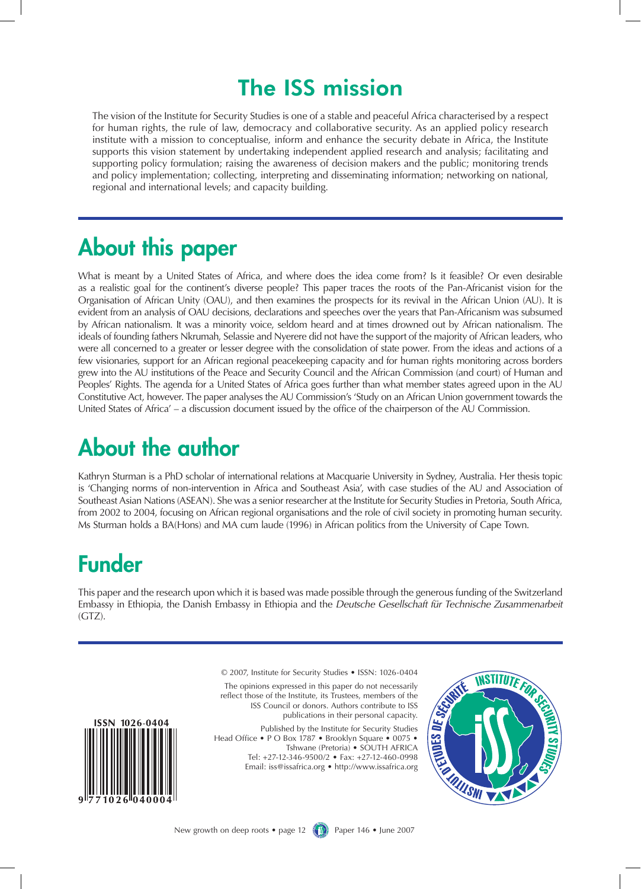# The ISS mission

The vision of the Institute for Security Studies is one of a stable and peaceful Africa characterised by a respect for human rights, the rule of law, democracy and collaborative security. As an applied policy research institute with a mission to conceptualise, inform and enhance the security debate in Africa, the Institute supports this vision statement by undertaking independent applied research and analysis; facilitating and supporting policy formulation; raising the awareness of decision makers and the public; monitoring trends and policy implementation; collecting, interpreting and disseminating information; networking on national, regional and international levels; and capacity building.

## About this paper

What is meant by a United States of Africa, and where does the idea come from? Is it feasible? Or even desirable as a realistic goal for the continent's diverse people? This paper traces the roots of the Pan-Africanist vision for the Organisation of African Unity (OAU), and then examines the prospects for its revival in the African Union (AU). It is evident from an analysis of OAU decisions, declarations and speeches over the years that Pan-Africanism was subsumed by African nationalism. It was a minority voice, seldom heard and at times drowned out by African nationalism. The ideals of founding fathers Nkrumah, Selassie and Nyerere did not have the support of the majority of African leaders, who were all concerned to a greater or lesser degree with the consolidation of state power. From the ideas and actions of a few visionaries, support for an African regional peacekeeping capacity and for human rights monitoring across borders grew into the AU institutions of the Peace and Security Council and the African Commission (and court) of Human and Peoples' Rights. The agenda for a United States of Africa goes further than what member states agreed upon in the AU Constitutive Act, however. The paper analyses the AU Commission's 'Study on an African Union government towards the United States of Africa' – a discussion document issued by the office of the chairperson of the AU Commission.

## About the author

Kathryn Sturman is a PhD scholar of international relations at Macquarie University in Sydney, Australia. Her thesis topic is 'Changing norms of non-intervention in Africa and Southeast Asia', with case studies of the AU and Association of Southeast Asian Nations (ASEAN). She was a senior researcher at the Institute for Security Studies in Pretoria, South Africa, from 2002 to 2004, focusing on African regional organisations and the role of civil society in promoting human security. Ms Sturman holds a BA(Hons) and MA cum laude (1996) in African politics from the University of Cape Town.

## Funder

This paper and the research upon which it is based was made possible through the generous funding of the Switzerland Embassy in Ethiopia, the Danish Embassy in Ethiopia and the *Deutsche Gesellschaft für Technische Zusammenarbeit* (GTZ).

ISSN 1026-0404

9 771026 040004

© 2007, Institute for Security Studies • ISSN: 1026-0404

The opinions expressed in this paper do not necessarily reflect those of the Institute, its Trustees, members of the ISS Council or donors. Authors contribute to ISS publications in their personal capacity.

Published by the Institute for Security Studies
Head Office • P O Box 1787 • Brooklyn Square • 0075 •
Tshwane (Pretoria) • SOUTH AFRICA
Tel: +27-12-346-9500/2 • Fax: +27-12-460-0998
Email: iss@issafrica.org • http://www.issafrica.org

INSTITUTE FOR SECURITY STUDIES • INSTITUT D'ETUDES DE SÉCURITÉ